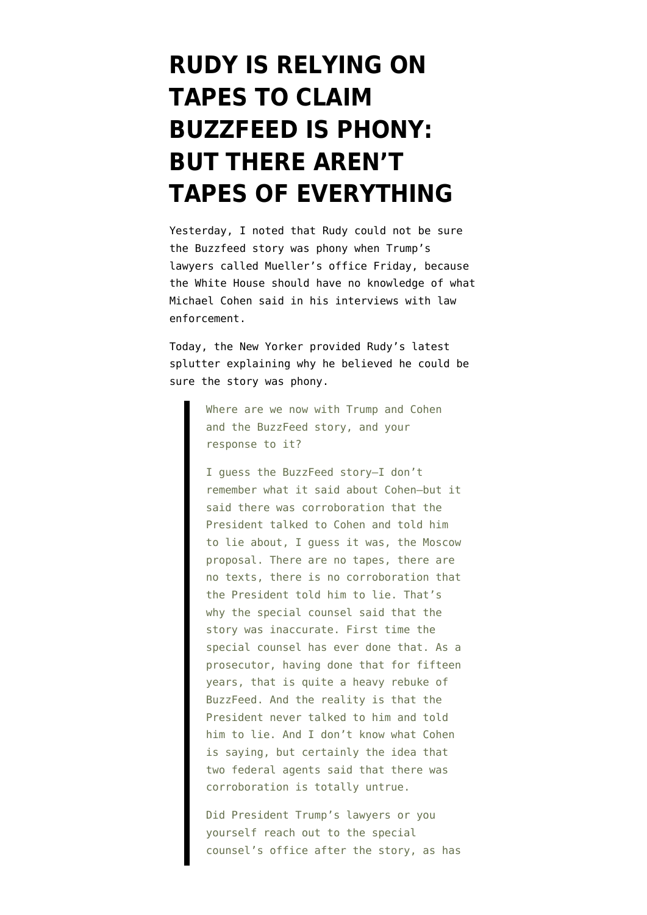# RUDY IS RELYING ON TAPES TO CLAIM BUZZFEED IS PHONY: BUT THERE AREN'T TAPES OF EVERYTHING

Yesterday, I noted that Rudy could not be sure the Buzzfeed story was phony when Trump's lawyers called Mueller's office Friday, because the White House should have no knowledge of what Michael Cohen said in his interviews with law enforcement.

Today, the New Yorker provided Rudy's latest splutter explaining why he believed he could be sure the story was phony.

> Where are we now with Trump and Cohen and the BuzzFeed story, and your response to it?
>
> I guess the BuzzFeed story—I don't remember what it said about Cohen—but it said there was corroboration that the President talked to Cohen and told him to lie about, I guess it was, the Moscow proposal. There are no tapes, there are no texts, there is no corroboration that the President told him to lie. That's why the special counsel said that the story was inaccurate. First time the special counsel has ever done that. As a prosecutor, having done that for fifteen years, that is quite a heavy rebuke of BuzzFeed. And the reality is that the President never talked to him and told him to lie. And I don't know what Cohen is saying, but certainly the idea that two federal agents said that there was corroboration is totally untrue.
>
> Did President Trump's lawyers or you yourself reach out to the special counsel's office after the story, as has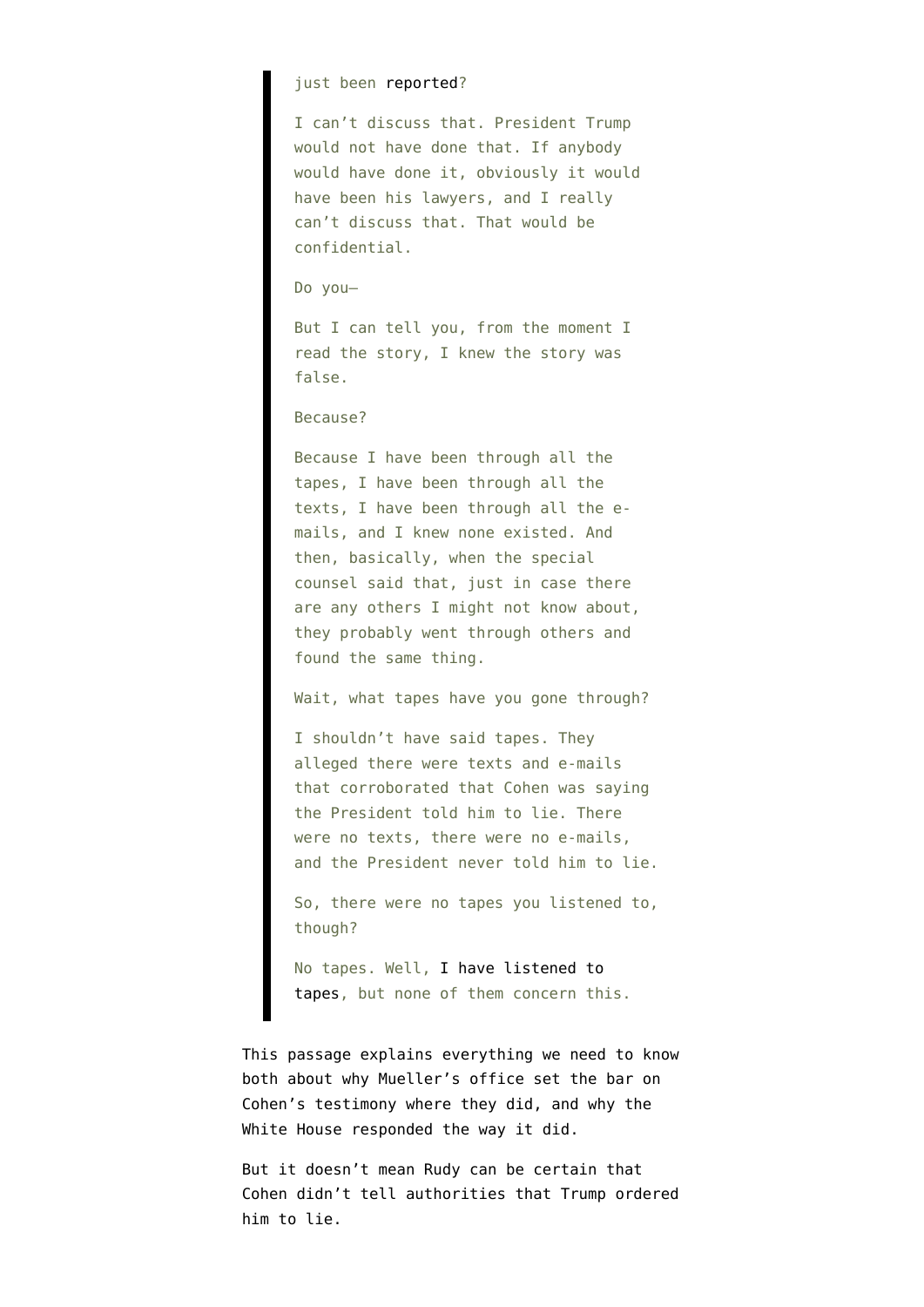> just been reported?
>
> I can't discuss that. President Trump would not have done that. If anybody would have done it, obviously it would have been his lawyers, and I really can't discuss that. That would be confidential.
>
> Do you—
>
> But I can tell you, from the moment I read the story, I knew the story was false.
>
> Because?
>
> Because I have been through all the tapes, I have been through all the texts, I have been through all the e-mails, and I knew none existed. And then, basically, when the special counsel said that, just in case there are any others I might not know about, they probably went through others and found the same thing.
>
> Wait, what tapes have you gone through?
>
> I shouldn't have said tapes. They alleged there were texts and e-mails that corroborated that Cohen was saying the President told him to lie. There were no texts, there were no e-mails, and the President never told him to lie.
>
> So, there were no tapes you listened to, though?
>
> No tapes. Well, I have listened to tapes, but none of them concern this.

This passage explains everything we need to know both about why Mueller's office set the bar on Cohen's testimony where they did, and why the White House responded the way it did.

But it doesn't mean Rudy can be certain that Cohen didn't tell authorities that Trump ordered him to lie.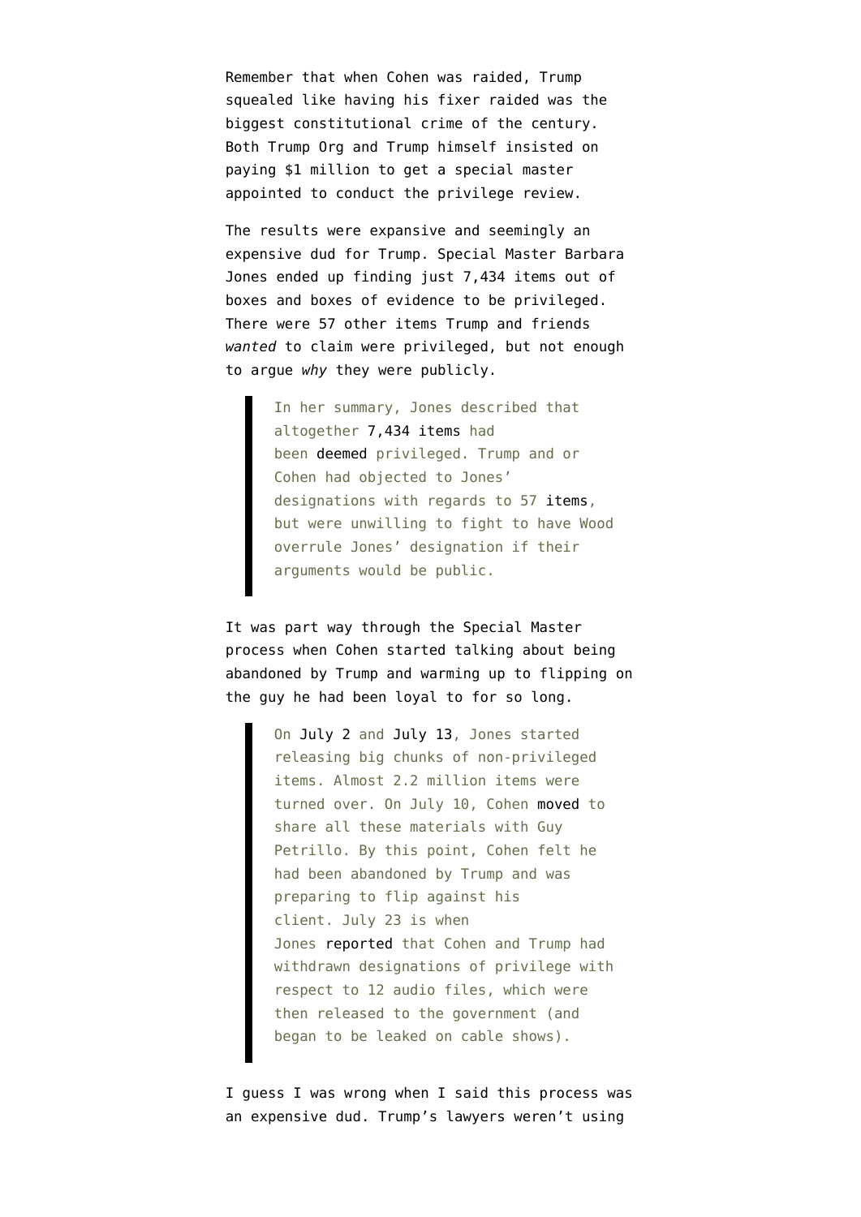Remember that when Cohen was raided, Trump squealed like having his fixer raided was the biggest constitutional crime of the century. Both Trump Org and Trump himself insisted on paying $1 million to get a special master appointed to conduct the privilege review.

The results were expansive and seemingly an expensive dud for Trump. Special Master Barbara Jones ended up finding just 7,434 items out of boxes and boxes of evidence to be privileged. There were 57 other items Trump and friends *wanted* to claim were privileged, but not enough to argue *why* they were publicly.

> In her summary, Jones described that altogether 7,434 items had been deemed privileged. Trump and or Cohen had objected to Jones' designations with regards to 57 items, but were unwilling to fight to have Wood overrule Jones' designation if their arguments would be public.

It was part way through the Special Master process when Cohen started talking about being abandoned by Trump and warming up to flipping on the guy he had been loyal to for so long.

> On July 2 and July 13, Jones started releasing big chunks of non-privileged items. Almost 2.2 million items were turned over. On July 10, Cohen moved to share all these materials with Guy Petrillo. By this point, Cohen felt he had been abandoned by Trump and was preparing to flip against his client. July 23 is when Jones reported that Cohen and Trump had withdrawn designations of privilege with respect to 12 audio files, which were then released to the government (and began to be leaked on cable shows).

I guess I was wrong when I said this process was an expensive dud. Trump's lawyers weren't using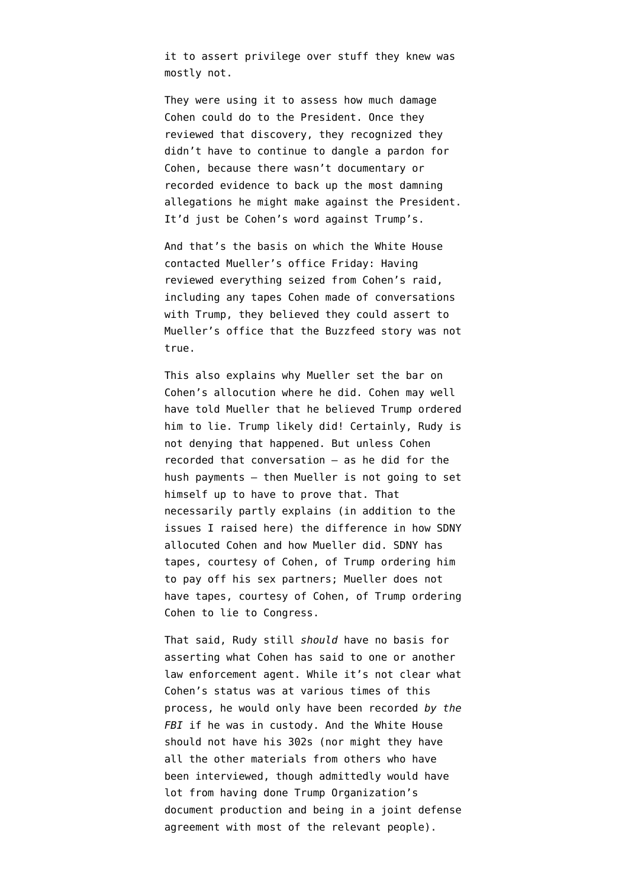it to assert privilege over stuff they knew was mostly not.

They were using it to assess how much damage Cohen could do to the President. Once they reviewed that discovery, they recognized they didn't have to continue to dangle a pardon for Cohen, because there wasn't documentary or recorded evidence to back up the most damning allegations he might make against the President. It'd just be Cohen's word against Trump's.

And that's the basis on which the White House contacted Mueller's office Friday: Having reviewed everything seized from Cohen's raid, including any tapes Cohen made of conversations with Trump, they believed they could assert to Mueller's office that the Buzzfeed story was not true.

This also explains why Mueller set the bar on Cohen's allocution where he did. Cohen may well have told Mueller that he believed Trump ordered him to lie. Trump likely did! Certainly, Rudy is not denying that happened. But unless Cohen recorded that conversation — as he did for the hush payments — then Mueller is not going to set himself up to have to prove that. That necessarily partly explains (in addition to the issues I raised here) the difference in how SDNY allocuted Cohen and how Mueller did. SDNY has tapes, courtesy of Cohen, of Trump ordering him to pay off his sex partners; Mueller does not have tapes, courtesy of Cohen, of Trump ordering Cohen to lie to Congress.

That said, Rudy still *should* have no basis for asserting what Cohen has said to one or another law enforcement agent. While it's not clear what Cohen's status was at various times of this process, he would only have been recorded *by the FBI* if he was in custody. And the White House should not have his 302s (nor might they have all the other materials from others who have been interviewed, though admittedly would have lot from having done Trump Organization's document production and being in a joint defense agreement with most of the relevant people).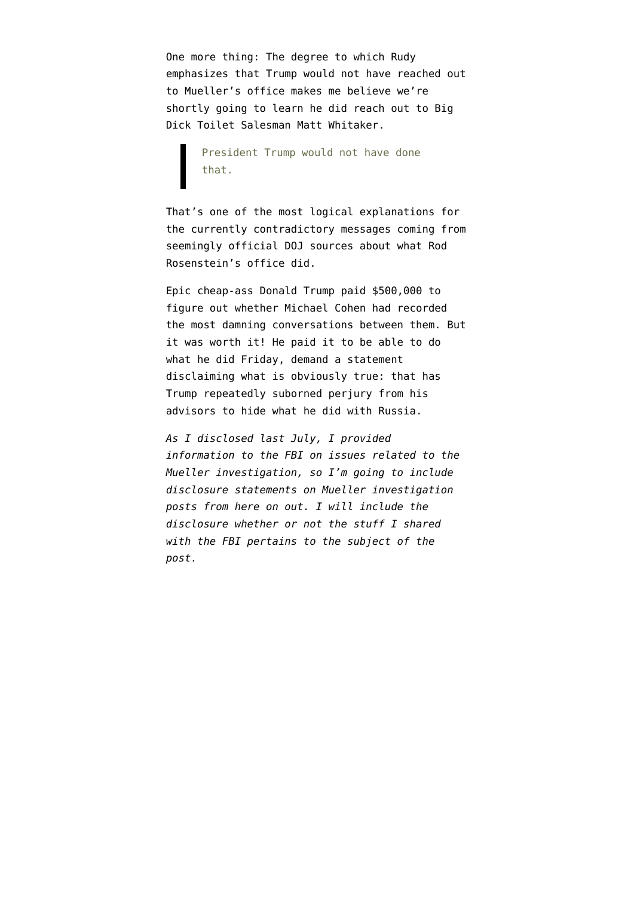One more thing: The degree to which Rudy emphasizes that Trump would not have reached out to Mueller's office makes me believe we're shortly going to learn he did reach out to Big Dick Toilet Salesman Matt Whitaker.

> President Trump would not have done that.

That's one of the most logical explanations for the currently contradictory messages coming from seemingly official DOJ sources about what Rod Rosenstein's office did.

Epic cheap-ass Donald Trump paid $500,000 to figure out whether Michael Cohen had recorded the most damning conversations between them. But it was worth it! He paid it to be able to do what he did Friday, demand a statement disclaiming what is obviously true: that has Trump repeatedly suborned perjury from his advisors to hide what he did with Russia.

*As I disclosed last July, I provided information to the FBI on issues related to the Mueller investigation, so I'm going to include disclosure statements on Mueller investigation posts from here on out. I will include the disclosure whether or not the stuff I shared with the FBI pertains to the subject of the post.*